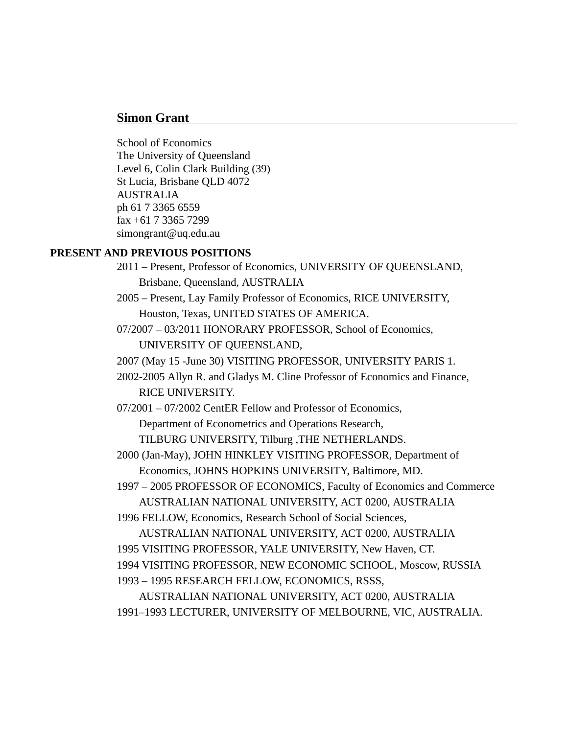# Simon Grant

School of Economics
The University of Queensland
Level 6, Colin Clark Building (39)
St Lucia, Brisbane QLD 4072
AUSTRALIA
ph 61 7 3365 6559
fax +61 7 3365 7299
simongrant@uq.edu.au

## PRESENT AND PREVIOUS POSITIONS

2011 – Present, Professor of Economics, UNIVERSITY OF QUEENSLAND, Brisbane, Queensland, AUSTRALIA

2005 – Present, Lay Family Professor of Economics, RICE UNIVERSITY, Houston, Texas, UNITED STATES OF AMERICA.

07/2007 – 03/2011 HONORARY PROFESSOR, School of Economics, UNIVERSITY OF QUEENSLAND,

2007 (May 15 -June 30) VISITING PROFESSOR, UNIVERSITY PARIS 1.

2002-2005 Allyn R. and Gladys M. Cline Professor of Economics and Finance, RICE UNIVERSITY.

07/2001 – 07/2002 CentER Fellow and Professor of Economics, Department of Econometrics and Operations Research, TILBURG UNIVERSITY, Tilburg ,THE NETHERLANDS.

2000 (Jan-May), JOHN HINKLEY VISITING PROFESSOR, Department of Economics, JOHNS HOPKINS UNIVERSITY, Baltimore, MD.

1997 – 2005 PROFESSOR OF ECONOMICS, Faculty of Economics and Commerce AUSTRALIAN NATIONAL UNIVERSITY, ACT 0200, AUSTRALIA

1996 FELLOW, Economics, Research School of Social Sciences, AUSTRALIAN NATIONAL UNIVERSITY, ACT 0200, AUSTRALIA

1995 VISITING PROFESSOR, YALE UNIVERSITY, New Haven, CT.

1994 VISITING PROFESSOR, NEW ECONOMIC SCHOOL, Moscow, RUSSIA

1993 – 1995 RESEARCH FELLOW, ECONOMICS, RSSS, AUSTRALIAN NATIONAL UNIVERSITY, ACT 0200, AUSTRALIA

1991–1993 LECTURER, UNIVERSITY OF MELBOURNE, VIC, AUSTRALIA.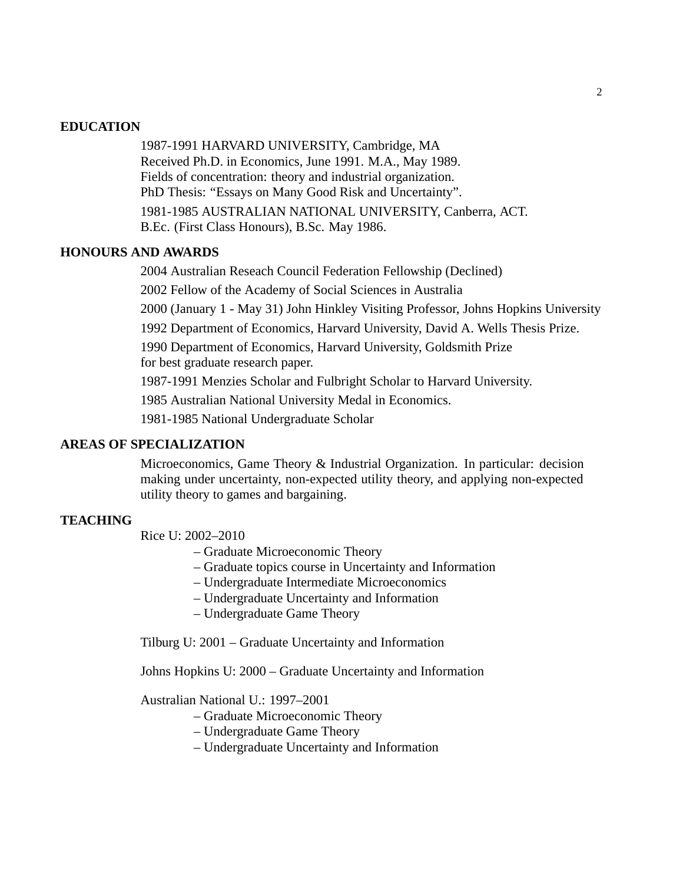## EDUCATION

1987-1991 HARVARD UNIVERSITY, Cambridge, MA
Received Ph.D. in Economics, June 1991. M.A., May 1989.
Fields of concentration: theory and industrial organization.
PhD Thesis: "Essays on Many Good Risk and Uncertainty".

1981-1985 AUSTRALIAN NATIONAL UNIVERSITY, Canberra, ACT.
B.Ec. (First Class Honours), B.Sc. May 1986.

## HONOURS AND AWARDS

2004 Australian Reseach Council Federation Fellowship (Declined)

2002 Fellow of the Academy of Social Sciences in Australia

2000 (January 1 - May 31) John Hinkley Visiting Professor, Johns Hopkins University

1992 Department of Economics, Harvard University, David A. Wells Thesis Prize.

1990 Department of Economics, Harvard University, Goldsmith Prize
for best graduate research paper.

1987-1991 Menzies Scholar and Fulbright Scholar to Harvard University.

1985 Australian National University Medal in Economics.

1981-1985 National Undergraduate Scholar

## AREAS OF SPECIALIZATION

Microeconomics, Game Theory & Industrial Organization. In particular: decision making under uncertainty, non-expected utility theory, and applying non-expected utility theory to games and bargaining.

## TEACHING

Rice U: 2002–2010

- – Graduate Microeconomic Theory
- – Graduate topics course in Uncertainty and Information
- – Undergraduate Intermediate Microeconomics
- – Undergraduate Uncertainty and Information
- – Undergraduate Game Theory

Tilburg U: 2001 – Graduate Uncertainty and Information

Johns Hopkins U: 2000 – Graduate Uncertainty and Information

Australian National U.: 1997–2001

- – Graduate Microeconomic Theory
- – Undergraduate Game Theory
- – Undergraduate Uncertainty and Information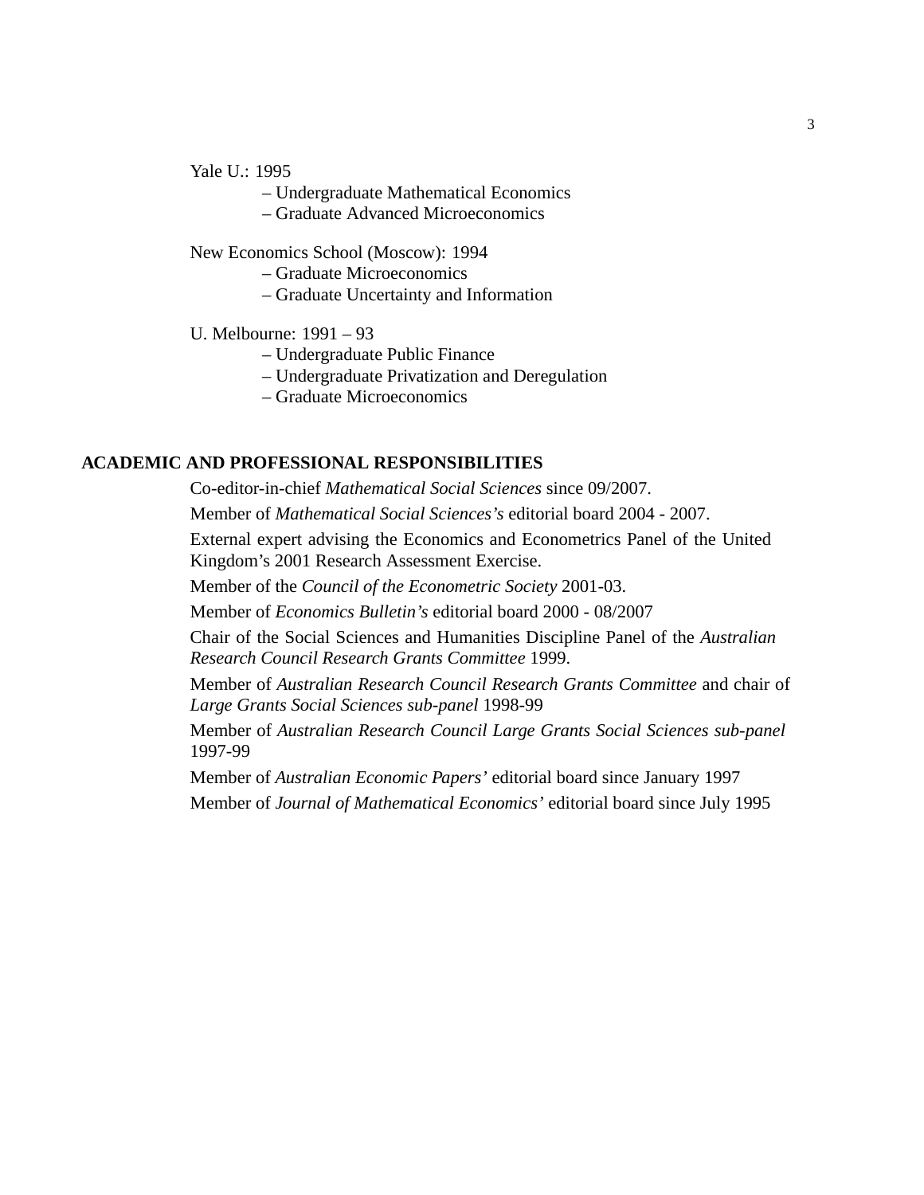Yale U.: 1995

– Undergraduate Mathematical Economics
– Graduate Advanced Microeconomics

New Economics School (Moscow): 1994

– Graduate Microeconomics
– Graduate Uncertainty and Information

U. Melbourne: 1991 – 93

– Undergraduate Public Finance
– Undergraduate Privatization and Deregulation
– Graduate Microeconomics

## ACADEMIC AND PROFESSIONAL RESPONSIBILITIES

Co-editor-in-chief *Mathematical Social Sciences* since 09/2007.

Member of *Mathematical Social Sciences's* editorial board 2004 - 2007.

External expert advising the Economics and Econometrics Panel of the United Kingdom's 2001 Research Assessment Exercise.

Member of the *Council of the Econometric Society* 2001-03.

Member of *Economics Bulletin's* editorial board 2000 - 08/2007

Chair of the Social Sciences and Humanities Discipline Panel of the *Australian Research Council Research Grants Committee* 1999.

Member of *Australian Research Council Research Grants Committee* and chair of *Large Grants Social Sciences sub-panel* 1998-99

Member of *Australian Research Council Large Grants Social Sciences sub-panel* 1997-99

Member of *Australian Economic Papers'* editorial board since January 1997

Member of *Journal of Mathematical Economics'* editorial board since July 1995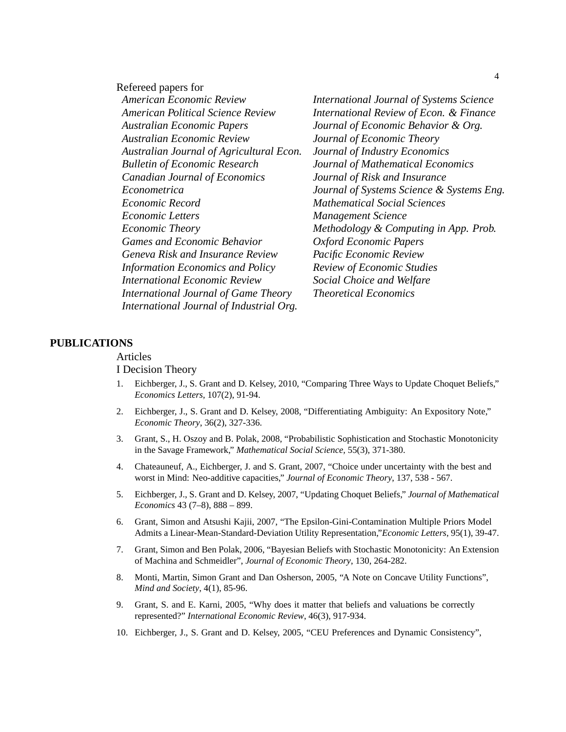Refereed papers for

*American Economic Review*
*American Political Science Review*
*Australian Economic Papers*
*Australian Economic Review*
*Australian Journal of Agricultural Econ.*
*Bulletin of Economic Research*
*Canadian Journal of Economics*
*Econometrica*
*Economic Record*
*Economic Letters*
*Economic Theory*
*Games and Economic Behavior*
*Geneva Risk and Insurance Review*
*Information Economics and Policy*
*International Economic Review*
*International Journal of Game Theory*
*International Journal of Industrial Org.*
*International Journal of Systems Science*
*International Review of Econ. & Finance*
*Journal of Economic Behavior & Org.*
*Journal of Economic Theory*
*Journal of Industry Economics*
*Journal of Mathematical Economics*
*Journal of Risk and Insurance*
*Journal of Systems Science & Systems Eng.*
*Mathematical Social Sciences*
*Management Science*
*Methodology & Computing in App. Prob.*
*Oxford Economic Papers*
*Pacific Economic Review*
*Review of Economic Studies*
*Social Choice and Welfare*
*Theoretical Economics*

## PUBLICATIONS

Articles

I Decision Theory

1. Eichberger, J., S. Grant and D. Kelsey, 2010, "Comparing Three Ways to Update Choquet Beliefs," *Economics Letters*, 107(2), 91-94.
2. Eichberger, J., S. Grant and D. Kelsey, 2008, "Differentiating Ambiguity: An Expository Note," *Economic Theory*, 36(2), 327-336.
3. Grant, S., H. Oszoy and B. Polak, 2008, "Probabilistic Sophistication and Stochastic Monotonicity in the Savage Framework," *Mathematical Social Science*, 55(3), 371-380.
4. Chateauneuf, A., Eichberger, J. and S. Grant, 2007, "Choice under uncertainty with the best and worst in Mind: Neo-additive capacities," *Journal of Economic Theory*, 137, 538 - 567.
5. Eichberger, J., S. Grant and D. Kelsey, 2007, "Updating Choquet Beliefs," *Journal of Mathematical Economics* 43 (7–8), 888 – 899.
6. Grant, Simon and Atsushi Kajii, 2007, "The Epsilon-Gini-Contamination Multiple Priors Model Admits a Linear-Mean-Standard-Deviation Utility Representation,"*Economic Letters*, 95(1), 39-47.
7. Grant, Simon and Ben Polak, 2006, "Bayesian Beliefs with Stochastic Monotonicity: An Extension of Machina and Schmeidler", *Journal of Economic Theory*, 130, 264-282.
8. Monti, Martin, Simon Grant and Dan Osherson, 2005, "A Note on Concave Utility Functions", *Mind and Society*, 4(1), 85-96.
9. Grant, S. and E. Karni, 2005, "Why does it matter that beliefs and valuations be correctly represented?" *International Economic Review*, 46(3), 917-934.
10. Eichberger, J., S. Grant and D. Kelsey, 2005, "CEU Preferences and Dynamic Consistency",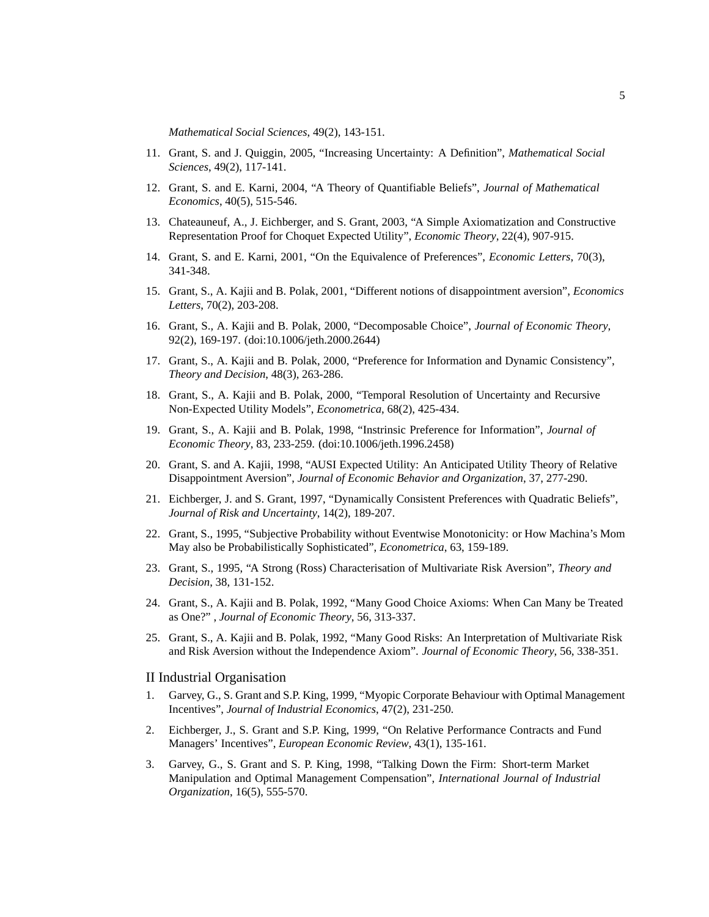*Mathematical Social Sciences*, 49(2), 143-151.

11. Grant, S. and J. Quiggin, 2005, “Increasing Uncertainty: A Definition”, *Mathematical Social Sciences*, 49(2), 117-141.
12. Grant, S. and E. Karni, 2004, “A Theory of Quantifiable Beliefs”, *Journal of Mathematical Economics*, 40(5), 515-546.
13. Chateauneuf, A., J. Eichberger, and S. Grant, 2003, “A Simple Axiomatization and Constructive Representation Proof for Choquet Expected Utility”, *Economic Theory*, 22(4), 907-915.
14. Grant, S. and E. Karni, 2001, “On the Equivalence of Preferences”, *Economic Letters*, 70(3), 341-348.
15. Grant, S., A. Kajii and B. Polak, 2001, “Different notions of disappointment aversion”, *Economics Letters*, 70(2), 203-208.
16. Grant, S., A. Kajii and B. Polak, 2000, “Decomposable Choice”, *Journal of Economic Theory*, 92(2), 169-197. (doi:10.1006/jeth.2000.2644)
17. Grant, S., A. Kajii and B. Polak, 2000, “Preference for Information and Dynamic Consistency”, *Theory and Decision*, 48(3), 263-286.
18. Grant, S., A. Kajii and B. Polak, 2000, “Temporal Resolution of Uncertainty and Recursive Non-Expected Utility Models”, *Econometrica*, 68(2), 425-434.
19. Grant, S., A. Kajii and B. Polak, 1998, “Instrinsic Preference for Information”, *Journal of Economic Theory*, 83, 233-259. (doi:10.1006/jeth.1996.2458)
20. Grant, S. and A. Kajii, 1998, “AUSI Expected Utility: An Anticipated Utility Theory of Relative Disappointment Aversion”, *Journal of Economic Behavior and Organization*, 37, 277-290.
21. Eichberger, J. and S. Grant, 1997, “Dynamically Consistent Preferences with Quadratic Beliefs”, *Journal of Risk and Uncertainty*, 14(2), 189-207.
22. Grant, S., 1995, “Subjective Probability without Eventwise Monotonicity: or How Machina’s Mom May also be Probabilistically Sophisticated”, *Econometrica*, 63, 159-189.
23. Grant, S., 1995, “A Strong (Ross) Characterisation of Multivariate Risk Aversion”, *Theory and Decision*, 38, 131-152.
24. Grant, S., A. Kajii and B. Polak, 1992, “Many Good Choice Axioms: When Can Many be Treated as One?” , *Journal of Economic Theory*, 56, 313-337.
25. Grant, S., A. Kajii and B. Polak, 1992, “Many Good Risks: An Interpretation of Multivariate Risk and Risk Aversion without the Independence Axiom”. *Journal of Economic Theory*, 56, 338-351.

## II Industrial Organisation

1. Garvey, G., S. Grant and S.P. King, 1999, “Myopic Corporate Behaviour with Optimal Management Incentives”, *Journal of Industrial Economics*, 47(2), 231-250.
2. Eichberger, J., S. Grant and S.P. King, 1999, “On Relative Performance Contracts and Fund Managers’ Incentives”, *European Economic Review*, 43(1), 135-161.
3. Garvey, G., S. Grant and S. P. King, 1998, “Talking Down the Firm: Short-term Market Manipulation and Optimal Management Compensation”, *International Journal of Industrial Organization*, 16(5), 555-570.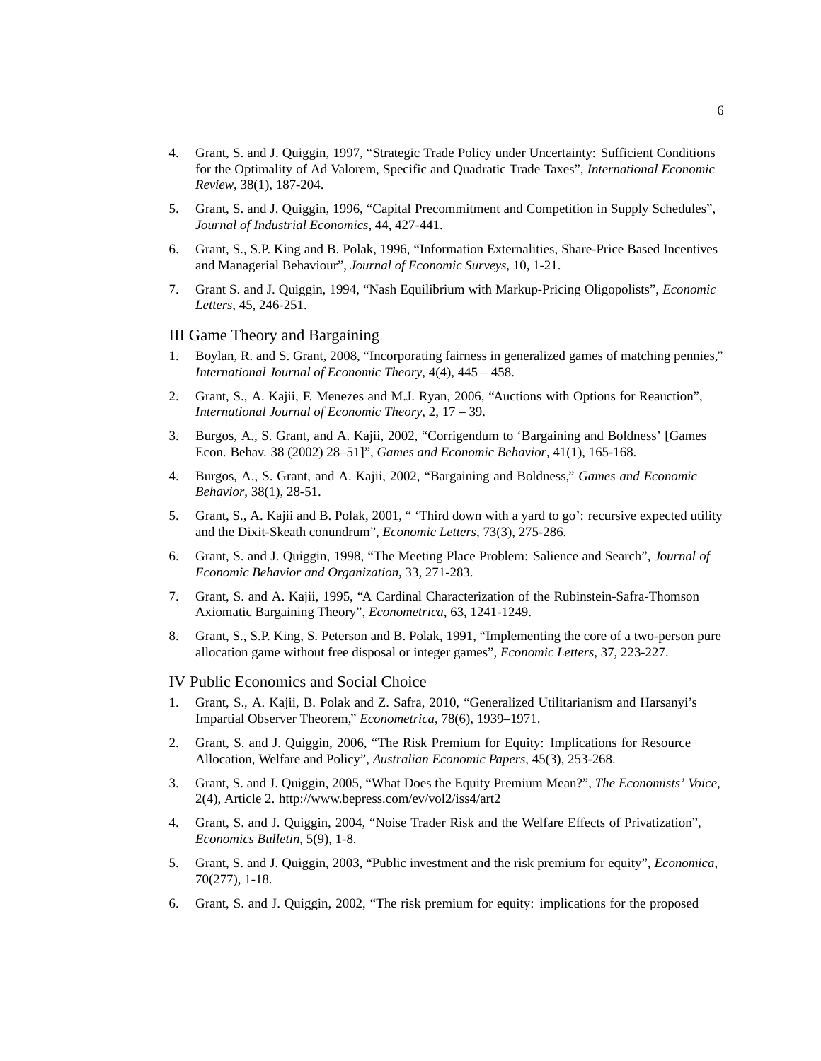4. Grant, S. and J. Quiggin, 1997, “Strategic Trade Policy under Uncertainty: Sufficient Conditions for the Optimality of Ad Valorem, Specific and Quadratic Trade Taxes”, *International Economic Review*, 38(1), 187-204.

5. Grant, S. and J. Quiggin, 1996, “Capital Precommitment and Competition in Supply Schedules”, *Journal of Industrial Economics*, 44, 427-441.

6. Grant, S., S.P. King and B. Polak, 1996, “Information Externalities, Share-Price Based Incentives and Managerial Behaviour”, *Journal of Economic Surveys*, 10, 1-21.

7. Grant S. and J. Quiggin, 1994, “Nash Equilibrium with Markup-Pricing Oligopolists”, *Economic Letters*, 45, 246-251.

## III Game Theory and Bargaining

1. Boylan, R. and S. Grant, 2008, “Incorporating fairness in generalized games of matching pennies,” *International Journal of Economic Theory*, 4(4), 445 – 458.

2. Grant, S., A. Kajii, F. Menezes and M.J. Ryan, 2006, “Auctions with Options for Reauction”, *International Journal of Economic Theory*, 2, 17 – 39.

3. Burgos, A., S. Grant, and A. Kajii, 2002, “Corrigendum to ‘Bargaining and Boldness’ [Games Econ. Behav. 38 (2002) 28–51]”, *Games and Economic Behavior*, 41(1), 165-168.

4. Burgos, A., S. Grant, and A. Kajii, 2002, “Bargaining and Boldness,” *Games and Economic Behavior*, 38(1), 28-51.

5. Grant, S., A. Kajii and B. Polak, 2001, “ ‘Third down with a yard to go’: recursive expected utility and the Dixit-Skeath conundrum”, *Economic Letters*, 73(3), 275-286.

6. Grant, S. and J. Quiggin, 1998, “The Meeting Place Problem: Salience and Search”, *Journal of Economic Behavior and Organization*, 33, 271-283.

7. Grant, S. and A. Kajii, 1995, “A Cardinal Characterization of the Rubinstein-Safra-Thomson Axiomatic Bargaining Theory”, *Econometrica*, 63, 1241-1249.

8. Grant, S., S.P. King, S. Peterson and B. Polak, 1991, “Implementing the core of a two-person pure allocation game without free disposal or integer games”, *Economic Letters*, 37, 223-227.

## IV Public Economics and Social Choice

1. Grant, S., A. Kajii, B. Polak and Z. Safra, 2010, “Generalized Utilitarianism and Harsanyi’s Impartial Observer Theorem,” *Econometrica*, 78(6), 1939–1971.

2. Grant, S. and J. Quiggin, 2006, “The Risk Premium for Equity: Implications for Resource Allocation, Welfare and Policy”, *Australian Economic Papers*, 45(3), 253-268.

3. Grant, S. and J. Quiggin, 2005, “What Does the Equity Premium Mean?”, *The Economists’ Voice*, 2(4), Article 2. http://www.bepress.com/ev/vol2/iss4/art2

4. Grant, S. and J. Quiggin, 2004, “Noise Trader Risk and the Welfare Effects of Privatization”, *Economics Bulletin*, 5(9), 1-8.

5. Grant, S. and J. Quiggin, 2003, “Public investment and the risk premium for equity”, *Economica*, 70(277), 1-18.

6. Grant, S. and J. Quiggin, 2002, “The risk premium for equity: implications for the proposed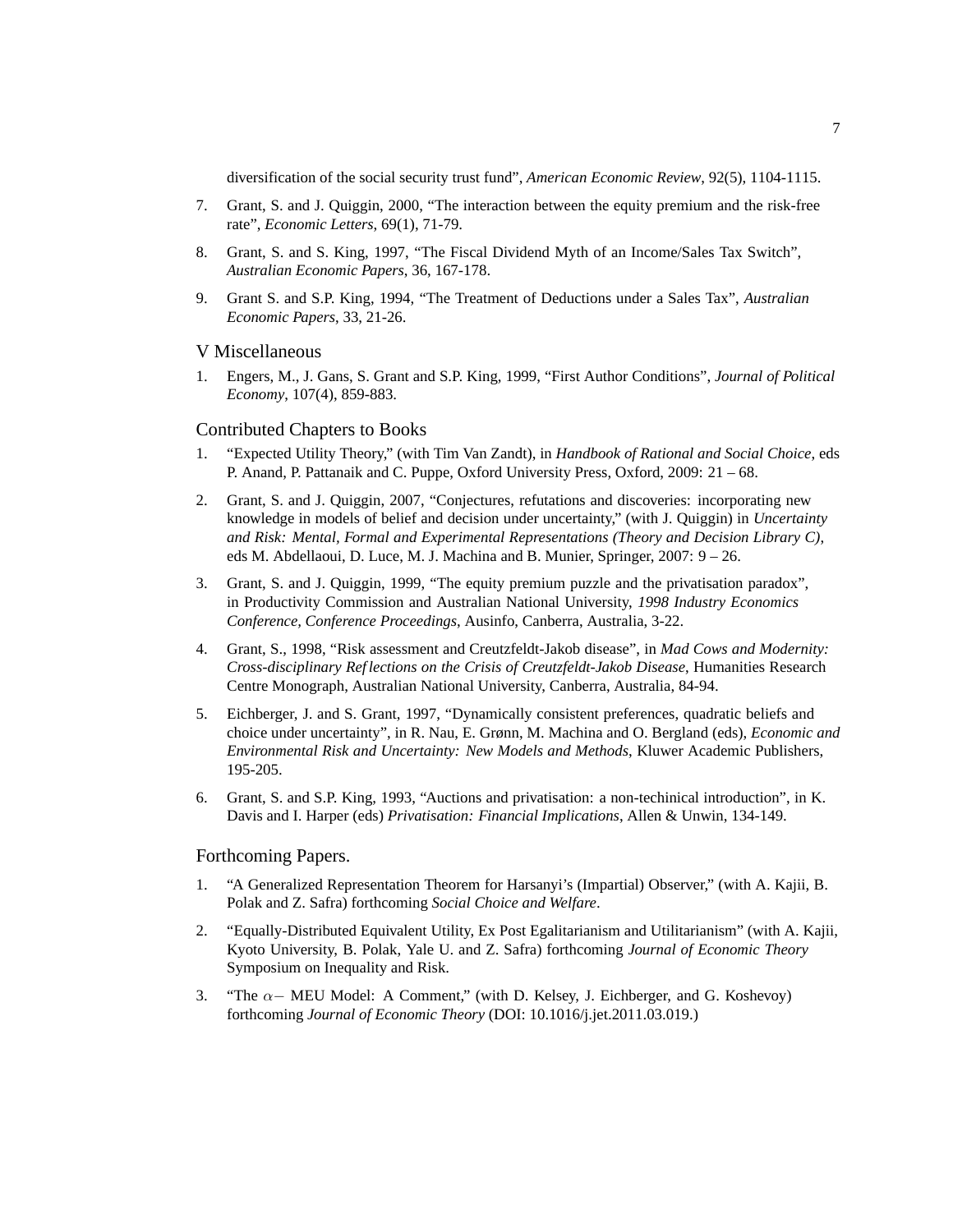diversification of the social security trust fund", *American Economic Review*, 92(5), 1104-1115.

7. Grant, S. and J. Quiggin, 2000, "The interaction between the equity premium and the risk-free rate", *Economic Letters*, 69(1), 71-79.

8. Grant, S. and S. King, 1997, "The Fiscal Dividend Myth of an Income/Sales Tax Switch", *Australian Economic Papers*, 36, 167-178.

9. Grant S. and S.P. King, 1994, "The Treatment of Deductions under a Sales Tax", *Australian Economic Papers*, 33, 21-26.

## V Miscellaneous

1. Engers, M., J. Gans, S. Grant and S.P. King, 1999, "First Author Conditions", *Journal of Political Economy*, 107(4), 859-883.

## Contributed Chapters to Books

1. "Expected Utility Theory," (with Tim Van Zandt), in *Handbook of Rational and Social Choice*, eds P. Anand, P. Pattanaik and C. Puppe, Oxford University Press, Oxford, 2009: 21 – 68.

2. Grant, S. and J. Quiggin, 2007, "Conjectures, refutations and discoveries: incorporating new knowledge in models of belief and decision under uncertainty," (with J. Quiggin) in *Uncertainty and Risk: Mental, Formal and Experimental Representations (Theory and Decision Library C)*, eds M. Abdellaoui, D. Luce, M. J. Machina and B. Munier, Springer, 2007: 9 – 26.

3. Grant, S. and J. Quiggin, 1999, "The equity premium puzzle and the privatisation paradox", in Productivity Commission and Australian National University, *1998 Industry Economics Conference, Conference Proceedings*, Ausinfo, Canberra, Australia, 3-22.

4. Grant, S., 1998, "Risk assessment and Creutzfeldt-Jakob disease", in *Mad Cows and Modernity: Cross-disciplinary Reflections on the Crisis of Creutzfeldt-Jakob Disease*, Humanities Research Centre Monograph, Australian National University, Canberra, Australia, 84-94.

5. Eichberger, J. and S. Grant, 1997, "Dynamically consistent preferences, quadratic beliefs and choice under uncertainty", in R. Nau, E. Grønn, M. Machina and O. Bergland (eds), *Economic and Environmental Risk and Uncertainty: New Models and Methods*, Kluwer Academic Publishers, 195-205.

6. Grant, S. and S.P. King, 1993, "Auctions and privatisation: a non-techinical introduction", in K. Davis and I. Harper (eds) *Privatisation: Financial Implications*, Allen & Unwin, 134-149.

## Forthcoming Papers.

1. "A Generalized Representation Theorem for Harsanyi's (Impartial) Observer," (with A. Kajii, B. Polak and Z. Safra) forthcoming *Social Choice and Welfare*.

2. "Equally-Distributed Equivalent Utility, Ex Post Egalitarianism and Utilitarianism" (with A. Kajii, Kyoto University, B. Polak, Yale U. and Z. Safra) forthcoming *Journal of Economic Theory* Symposium on Inequality and Risk.

3. "The $\alpha-$ MEU Model: A Comment," (with D. Kelsey, J. Eichberger, and G. Koshevoy) forthcoming *Journal of Economic Theory* (DOI: 10.1016/j.jet.2011.03.019.)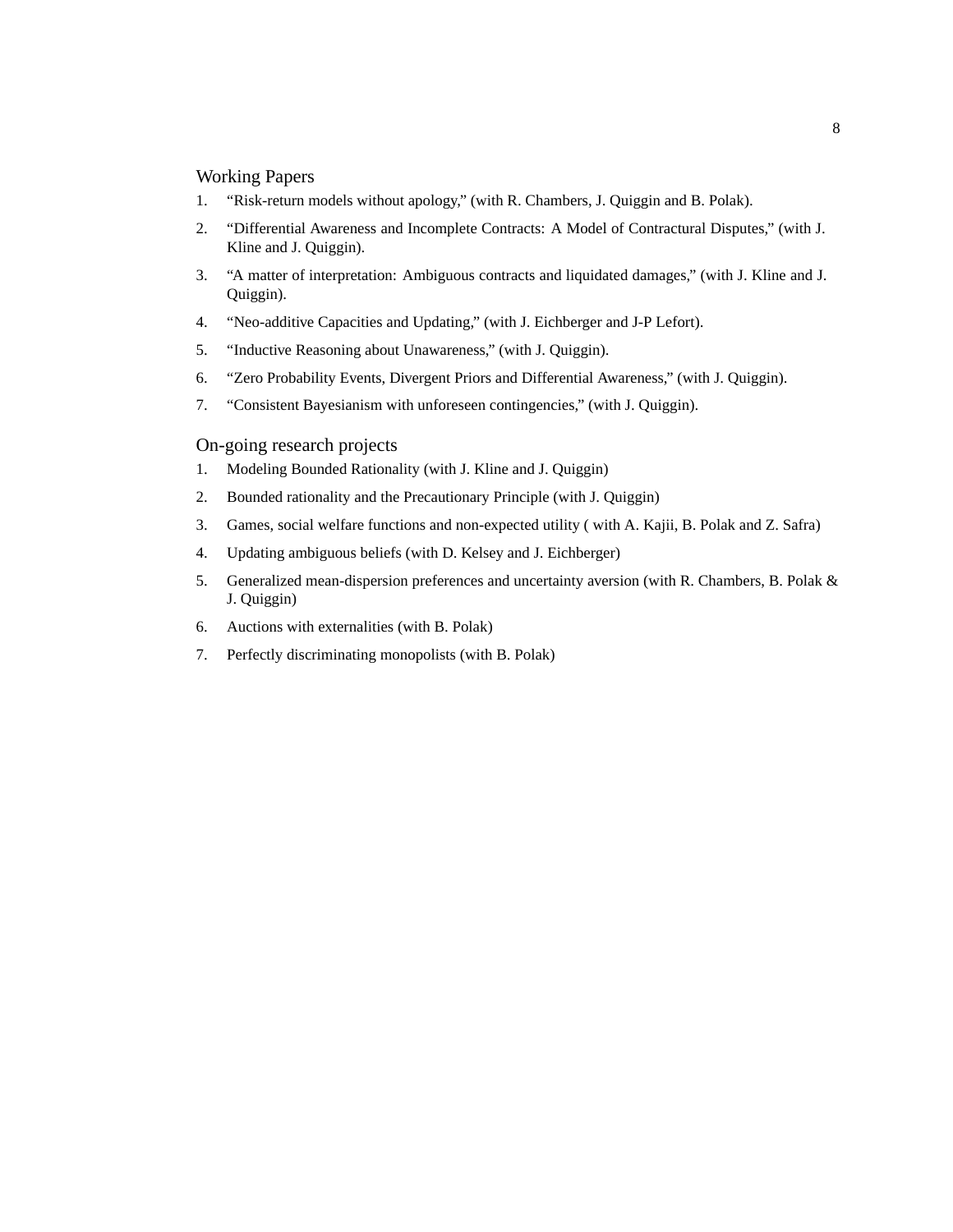## Working Papers

1. "Risk-return models without apology," (with R. Chambers, J. Quiggin and B. Polak).
2. "Differential Awareness and Incomplete Contracts: A Model of Contractural Disputes," (with J. Kline and J. Quiggin).
3. "A matter of interpretation: Ambiguous contracts and liquidated damages," (with J. Kline and J. Quiggin).
4. "Neo-additive Capacities and Updating," (with J. Eichberger and J-P Lefort).
5. "Inductive Reasoning about Unawareness," (with J. Quiggin).
6. "Zero Probability Events, Divergent Priors and Differential Awareness," (with J. Quiggin).
7. "Consistent Bayesianism with unforeseen contingencies," (with J. Quiggin).

## On-going research projects

1. Modeling Bounded Rationality (with J. Kline and J. Quiggin)
2. Bounded rationality and the Precautionary Principle (with J. Quiggin)
3. Games, social welfare functions and non-expected utility ( with A. Kajii, B. Polak and Z. Safra)
4. Updating ambiguous beliefs (with D. Kelsey and J. Eichberger)
5. Generalized mean-dispersion preferences and uncertainty aversion (with R. Chambers, B. Polak & J. Quiggin)
6. Auctions with externalities (with B. Polak)
7. Perfectly discriminating monopolists (with B. Polak)